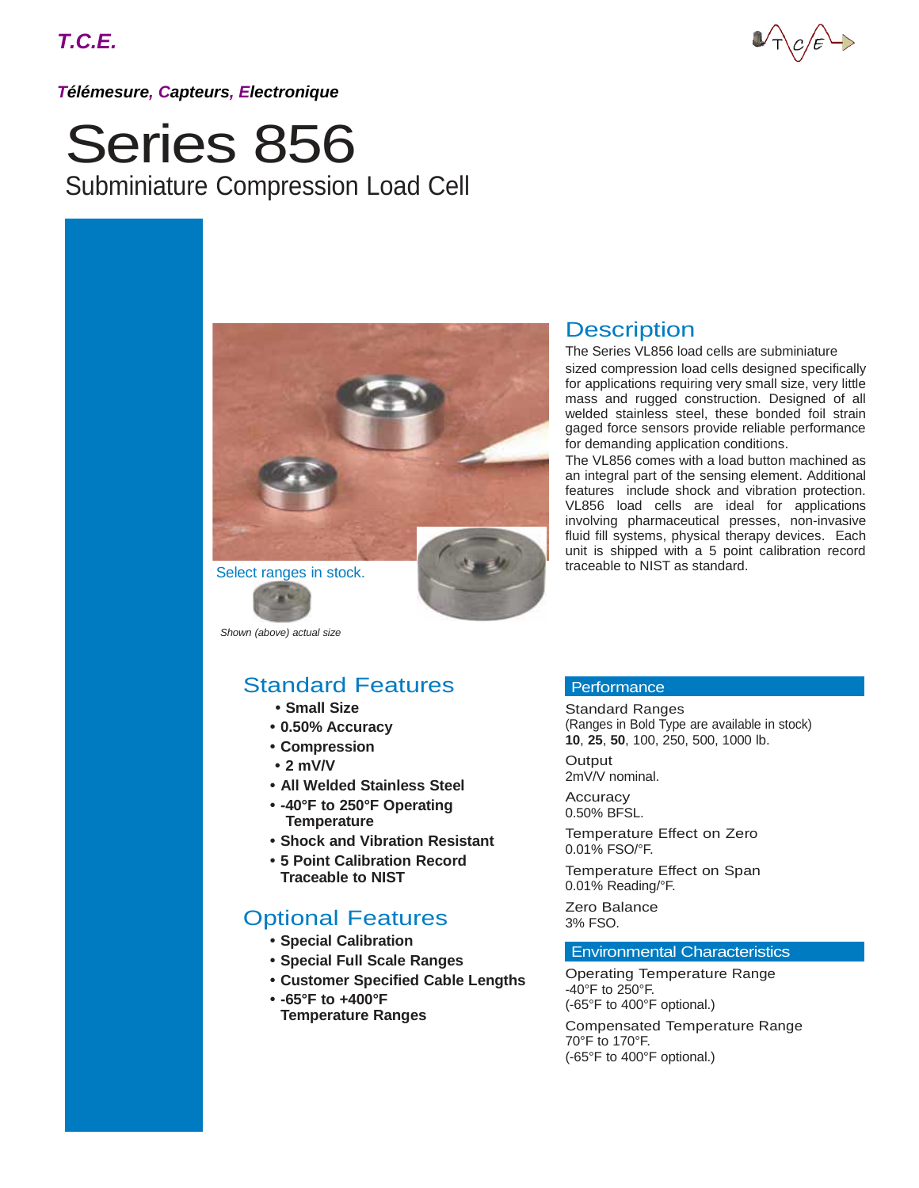**T.C.E.**

***Télémesure, Capteurs, Electronique***

# Series 856

## Subminiature Compression Load Cell

Select ranges in stock.

*Shown (above) actual size*

## Description

The Series VL856 load cells are subminiature sized compression load cells designed specifically for applications requiring very small size, very little mass and rugged construction. Designed of all welded stainless steel, these bonded foil strain gaged force sensors provide reliable performance for demanding application conditions.

The VL856 comes with a load button machined as an integral part of the sensing element. Additional features include shock and vibration protection. VL856 load cells are ideal for applications involving pharmaceutical presses, non-invasive fluid fill systems, physical therapy devices. Each unit is shipped with a 5 point calibration record traceable to NIST as standard.

## Standard Features

- **Small Size**
- **0.50% Accuracy**
- **Compression**
- **2 mV/V**
- **All Welded Stainless Steel**
- **-40°F to 250°F Operating Temperature**
- **Shock and Vibration Resistant**
- **5 Point Calibration Record Traceable to NIST**

## Optional Features

- **Special Calibration**
- **Special Full Scale Ranges**
- **Customer Specified Cable Lengths**
- **-65°F to +400°F Temperature Ranges**

### Performance

Standard Ranges
(Ranges in Bold Type are available in stock)
**10**, **25**, **50**, 100, 250, 500, 1000 lb.

Output
2mV/V nominal.

Accuracy
0.50% BFSL.

Temperature Effect on Zero
0.01% FSO/°F.

Temperature Effect on Span
0.01% Reading/°F.

Zero Balance
3% FSO.

### Environmental Characteristics

Operating Temperature Range
-40°F to 250°F.
(-65°F to 400°F optional.)

Compensated Temperature Range
70°F to 170°F.
(-65°F to 400°F optional.)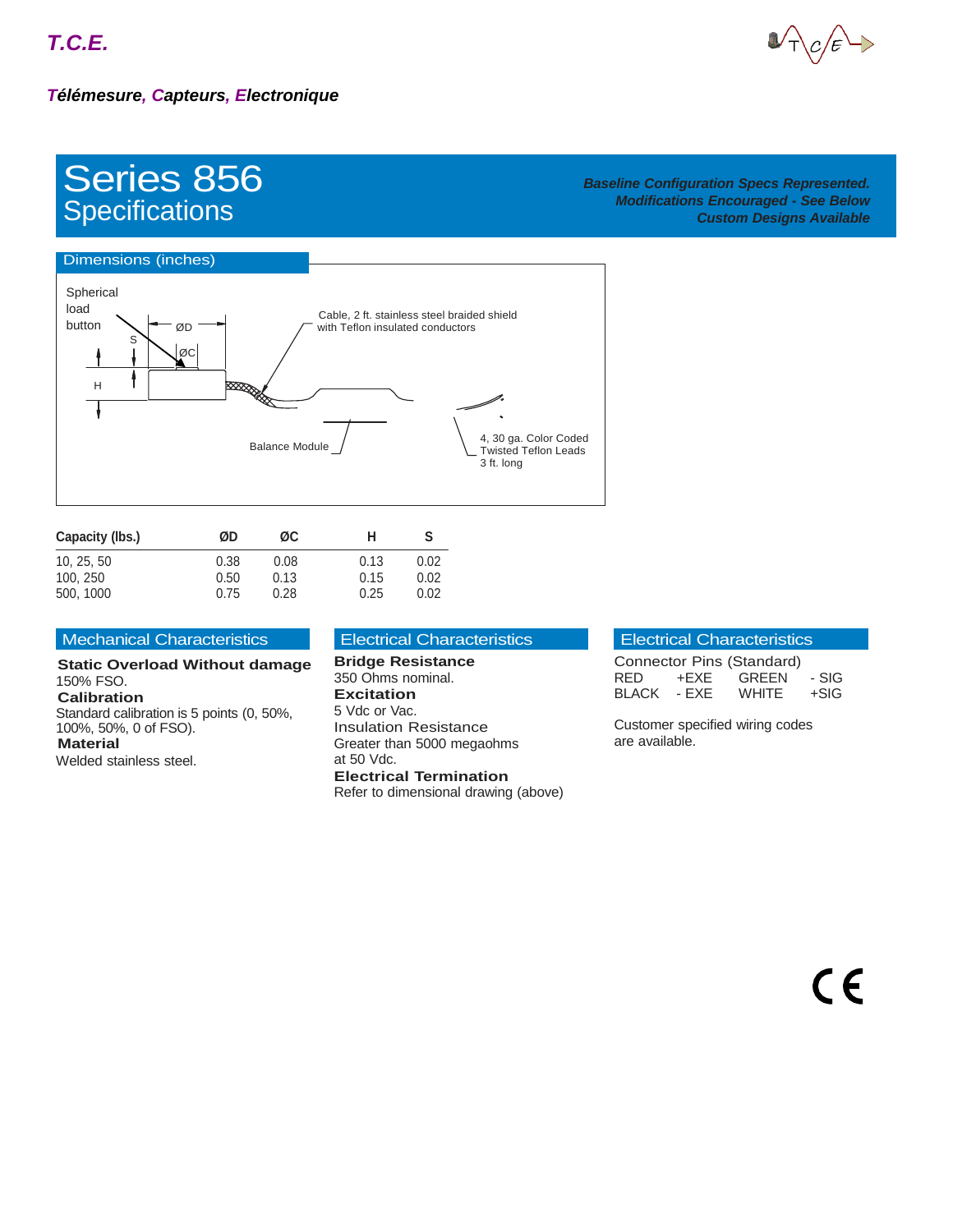**T.C.E.**

***Télémesure, Capteurs, Electronique***

# Series 856
## Specifications

***Baseline Configuration Specs Represented.***
***Modifications Encouraged - See Below***
***Custom Designs Available***

### Dimensions (inches)

Spherical load button

ØD

S

ØC

H

Cable, 2 ft. stainless steel braided shield with Teflon insulated conductors

Balance Module

4, 30 ga. Color Coded Twisted Teflon Leads 3 ft. long

| Capacity (lbs.) | ØD | ØC | H | S |
|---|---|---|---|---|
| 10, 25, 50 | 0.38 | 0.08 | 0.13 | 0.02 |
| 100, 250 | 0.50 | 0.13 | 0.15 | 0.02 |
| 500, 1000 | 0.75 | 0.28 | 0.25 | 0.02 |

### Mechanical Characteristics

**Static Overload Without damage**
150% FSO.

**Calibration**
Standard calibration is 5 points (0, 50%, 100%, 50%, 0 of FSO).

**Material**
Welded stainless steel.

### Electrical Characteristics

**Bridge Resistance**
350 Ohms nominal.

**Excitation**
5 Vdc or Vac.

Insulation Resistance
Greater than 5000 megaohms at 50 Vdc.

**Electrical Termination**
Refer to dimensional drawing (above)

### Electrical Characteristics

Connector Pins (Standard)

| | | | |
|---|---|---|---|
| RED | +EXE | GREEN | - SIG |
| BLACK | - EXE | WHITE | +SIG |

Customer specified wiring codes are available.

CE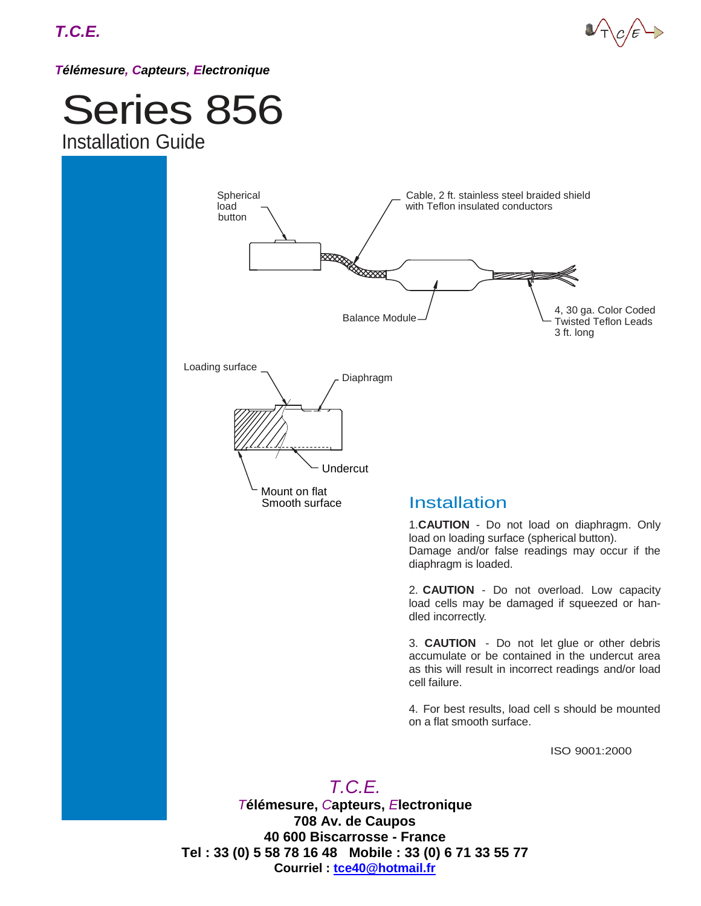***T.C.E.***

***Télémesure, Capteurs, Electronique***

# Series 856

## Installation Guide

Spherical load button

Cable, 2 ft. stainless steel braided shield with Teflon insulated conductors

Balance Module

4, 30 ga. Color Coded Twisted Teflon Leads 3 ft. long

Loading surface

Diaphragm

Undercut

Mount on flat Smooth surface

## Installation

1.**CAUTION** - Do not load on diaphragm. Only load on loading surface (spherical button).
Damage and/or false readings may occur if the diaphragm is loaded.

2. **CAUTION** - Do not overload. Low capacity load cells may be damaged if squeezed or handled incorrectly.

3. **CAUTION** - Do not let glue or other debris accumulate or be contained in the undercut area as this will result in incorrect readings and/or load cell failure.

4. For best results, load cell s should be mounted on a flat smooth surface.

ISO 9001:2000

*T.C.E.*

**Télémesure, Capteurs, Electronique**
**708 Av. de Caupos**
**40 600 Biscarrosse - France**
**Tel : 33 (0) 5 58 78 16 48   Mobile : 33 (0) 6 71 33 55 77**
**Courriel : tce40@hotmail.fr**